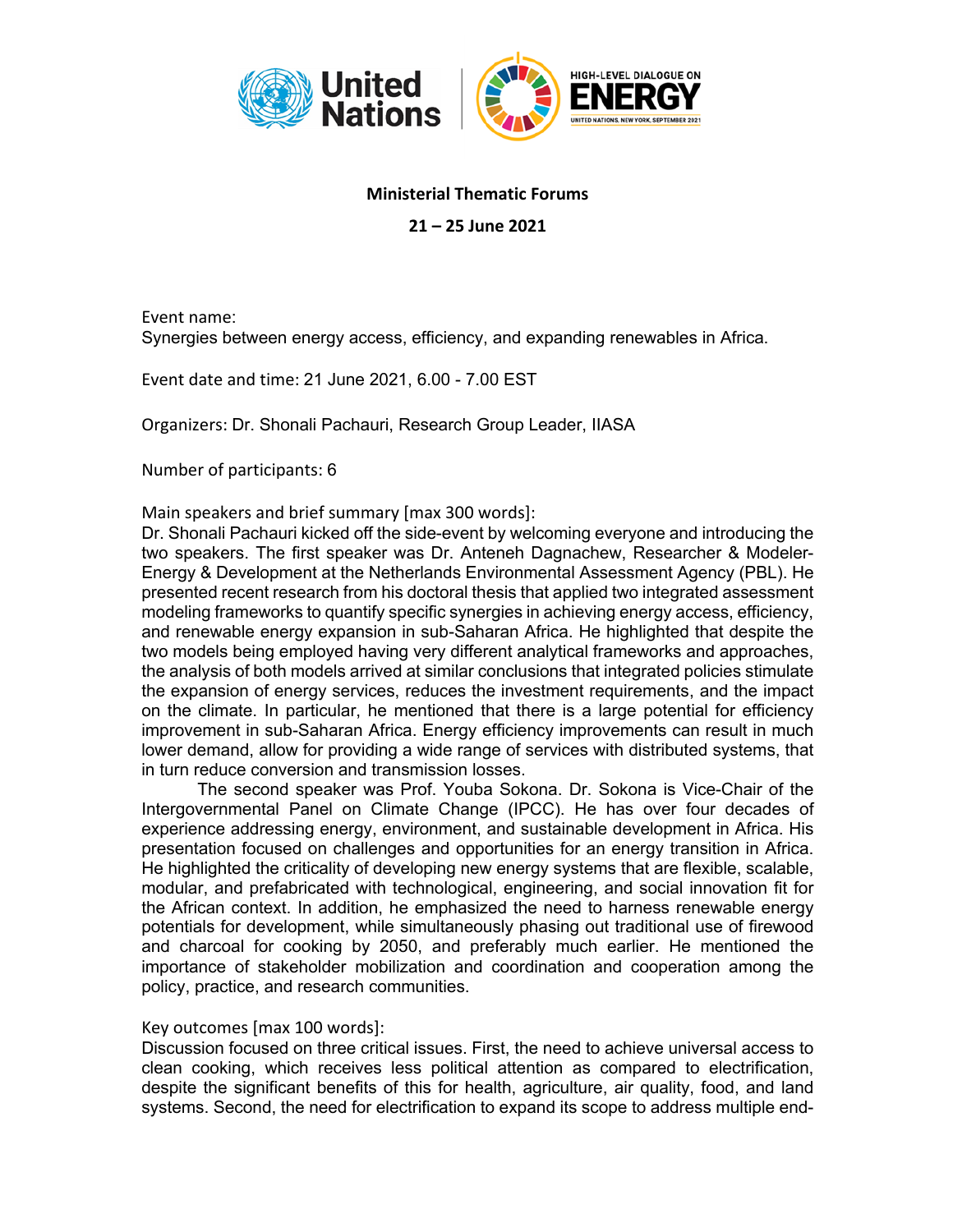**Ministerial Thematic Forums**

**21 – 25 June 2021**

Event name:
Synergies between energy access, efficiency, and expanding renewables in Africa.

Event date and time: 21 June 2021, 6.00 - 7.00 EST

Organizers: Dr. Shonali Pachauri, Research Group Leader, IIASA

Number of participants: 6

Main speakers and brief summary [max 300 words]:
Dr. Shonali Pachauri kicked off the side-event by welcoming everyone and introducing the two speakers. The first speaker was Dr. Anteneh Dagnachew, Researcher & Modeler-Energy & Development at the Netherlands Environmental Assessment Agency (PBL). He presented recent research from his doctoral thesis that applied two integrated assessment modeling frameworks to quantify specific synergies in achieving energy access, efficiency, and renewable energy expansion in sub-Saharan Africa. He highlighted that despite the two models being employed having very different analytical frameworks and approaches, the analysis of both models arrived at similar conclusions that integrated policies stimulate the expansion of energy services, reduces the investment requirements, and the impact on the climate. In particular, he mentioned that there is a large potential for efficiency improvement in sub-Saharan Africa. Energy efficiency improvements can result in much lower demand, allow for providing a wide range of services with distributed systems, that in turn reduce conversion and transmission losses.

The second speaker was Prof. Youba Sokona. Dr. Sokona is Vice-Chair of the Intergovernmental Panel on Climate Change (IPCC). He has over four decades of experience addressing energy, environment, and sustainable development in Africa. His presentation focused on challenges and opportunities for an energy transition in Africa. He highlighted the criticality of developing new energy systems that are flexible, scalable, modular, and prefabricated with technological, engineering, and social innovation fit for the African context. In addition, he emphasized the need to harness renewable energy potentials for development, while simultaneously phasing out traditional use of firewood and charcoal for cooking by 2050, and preferably much earlier. He mentioned the importance of stakeholder mobilization and coordination and cooperation among the policy, practice, and research communities.

Key outcomes [max 100 words]:
Discussion focused on three critical issues. First, the need to achieve universal access to clean cooking, which receives less political attention as compared to electrification, despite the significant benefits of this for health, agriculture, air quality, food, and land systems. Second, the need for electrification to expand its scope to address multiple end-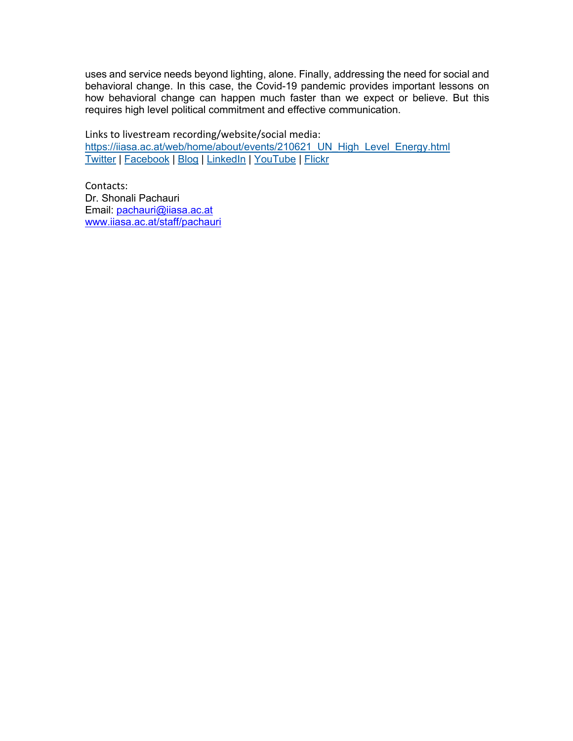uses and service needs beyond lighting, alone. Finally, addressing the need for social and behavioral change. In this case, the Covid-19 pandemic provides important lessons on how behavioral change can happen much faster than we expect or believe. But this requires high level political commitment and effective communication.

Links to livestream recording/website/social media:
[https://iiasa.ac.at/web/home/about/events/210621_UN_High_Level_Energy.html](https://iiasa.ac.at/web/home/about/events/210621_UN_High_Level_Energy.html)
Twitter | Facebook | Blog | LinkedIn | YouTube | Flickr

Contacts:
Dr. Shonali Pachauri
Email: [pachauri@iiasa.ac.at](mailto:pachauri@iiasa.ac.at)
[www.iiasa.ac.at/staff/pachauri](http://www.iiasa.ac.at/staff/pachauri)